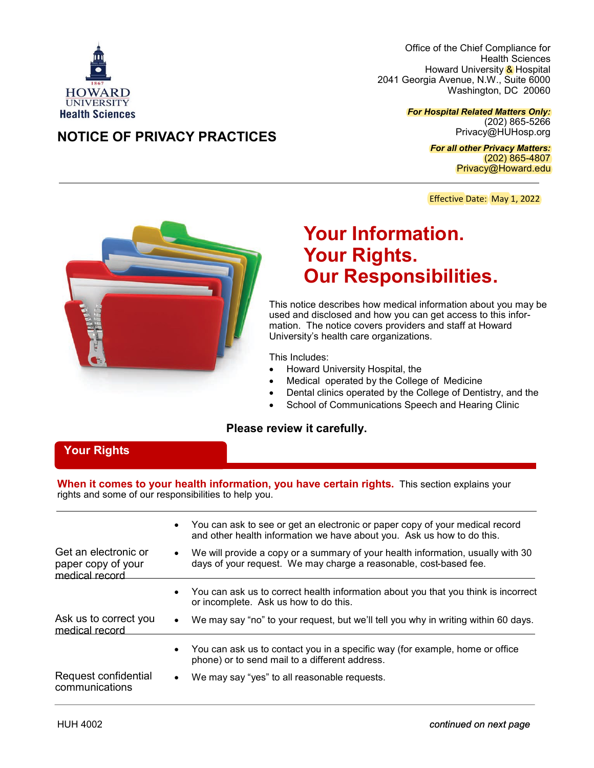HOWARD UNIVERSITY Health Sciences

Office of the Chief Compliance for Health Sciences
Howard University & Hospital
2041 Georgia Avenue, N.W., Suite 6000
Washington, DC 20060

***For Hospital Related Matters Only:***
(202) 865-5266
Privacy@HUHosp.org

***For all other Privacy Matters:***
(202) 865-4807
Privacy@Howard.edu

# NOTICE OF PRIVACY PRACTICES

Effective Date: May 1, 2022

## Your Information. Your Rights. Our Responsibilities.

This notice describes how medical information about you may be used and disclosed and how you can get access to this information. The notice covers providers and staff at Howard University's health care organizations.

This Includes:

- Howard University Hospital, the
- Medical operated by the College of Medicine
- Dental clinics operated by the College of Dentistry, and the
- School of Communications Speech and Hearing Clinic

**Please review it carefully.**

## Your Rights

**When it comes to your health information, you have certain rights.** This section explains your rights and some of our responsibilities to help you.

| | |
|---|---|
| Get an electronic or paper copy of your medical record | • You can ask to see or get an electronic or paper copy of your medical record and other health information we have about you. Ask us how to do this.<br>• We will provide a copy or a summary of your health information, usually with 30 days of your request. We may charge a reasonable, cost-based fee. |
| Ask us to correct you medical record | • You can ask us to correct health information about you that you think is incorrect or incomplete. Ask us how to do this.<br>• We may say "no" to your request, but we'll tell you why in writing within 60 days. |
| Request confidential communications | • You can ask us to contact you in a specific way (for example, home or office phone) or to send mail to a different address.<br>• We may say "yes" to all reasonable requests. |

HUH 4002

*continued on next page*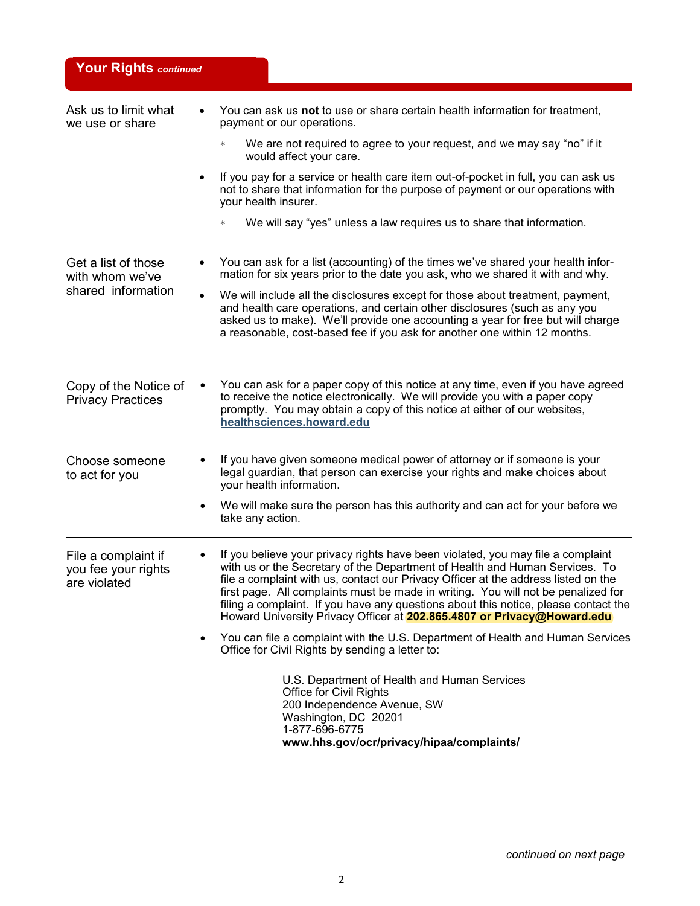## Your Rights *continued*

| | |
|---|---|
| Ask us to limit what we use or share | • You can ask us **not** to use or share certain health information for treatment, payment or our operations.<br>   * We are not required to agree to your request, and we may say "no" if it would affect your care.<br>• If you pay for a service or health care item out-of-pocket in full, you can ask us not to share that information for the purpose of payment or our operations with your health insurer.<br>   * We will say "yes" unless a law requires us to share that information. |
| Get a list of those with whom we've shared information | • You can ask for a list (accounting) of the times we've shared your health information for six years prior to the date you ask, who we shared it with and why.<br>• We will include all the disclosures except for those about treatment, payment, and health care operations, and certain other disclosures (such as any you asked us to make). We'll provide one accounting a year for free but will charge a reasonable, cost-based fee if you ask for another one within 12 months. |
| Copy of the Notice of Privacy Practices | • You can ask for a paper copy of this notice at any time, even if you have agreed to receive the notice electronically. We will provide you with a paper copy promptly. You may obtain a copy of this notice at either of our websites, **healthsciences.howard.edu** |
| Choose someone to act for you | • If you have given someone medical power of attorney or if someone is your legal guardian, that person can exercise your rights and make choices about your health information.<br>• We will make sure the person has this authority and can act for your before we take any action. |
| File a complaint if you fee your rights are violated | • If you believe your privacy rights have been violated, you may file a complaint with us or the Secretary of the Department of Health and Human Services. To file a complaint with us, contact our Privacy Officer at the address listed on the first page. All complaints must be made in writing. You will not be penalized for filing a complaint. If you have any questions about this notice, please contact the Howard University Privacy Officer at **202.865.4807 or Privacy@Howard.edu**<br>• You can file a complaint with the U.S. Department of Health and Human Services Office for Civil Rights by sending a letter to:<br><br>U.S. Department of Health and Human Services<br>Office for Civil Rights<br>200 Independence Avenue, SW<br>Washington, DC 20201<br>1-877-696-6775<br>**www.hhs.gov/ocr/privacy/hipaa/complaints/** |

*continued on next page*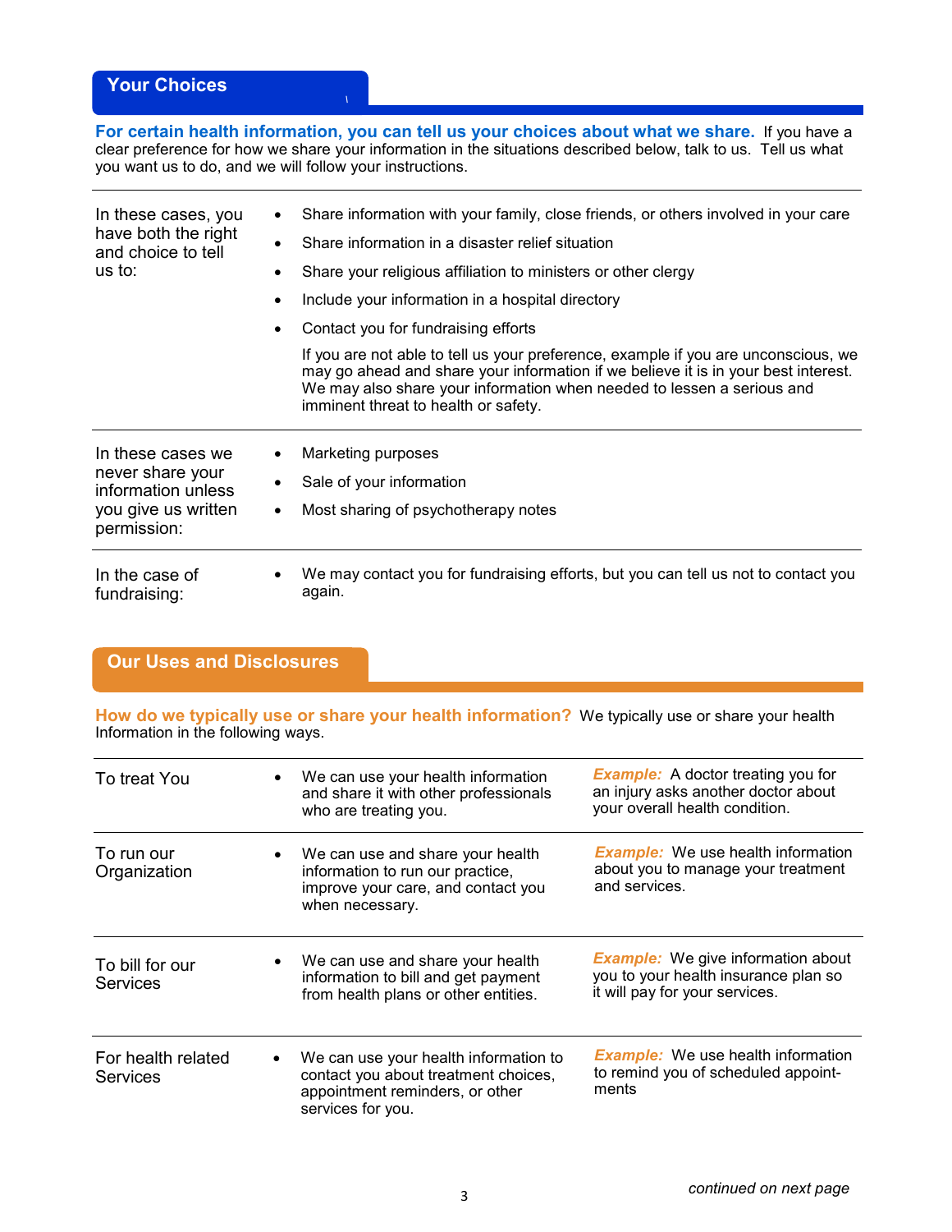## Your Choices

**For certain health information, you can tell us your choices about what we share.** If you have a clear preference for how we share your information in the situations described below, talk to us. Tell us what you want us to do, and we will follow your instructions.

| | |
|---|---|
| In these cases, you have both the right and choice to tell us to: | • Share information with your family, close friends, or others involved in your care<br>• Share information in a disaster relief situation<br>• Share your religious affiliation to ministers or other clergy<br>• Include your information in a hospital directory<br>• Contact you for fundraising efforts<br><br>If you are not able to tell us your preference, example if you are unconscious, we may go ahead and share your information if we believe it is in your best interest. We may also share your information when needed to lessen a serious and imminent threat to health or safety. |
| In these cases we never share your information unless you give us written permission: | • Marketing purposes<br>• Sale of your information<br>• Most sharing of psychotherapy notes |
| In the case of fundraising: | • We may contact you for fundraising efforts, but you can tell us not to contact you again. |

## Our Uses and Disclosures

**How do we typically use or share your health information?** We typically use or share your health Information in the following ways.

| | | |
|---|---|---|
| To treat You | • We can use your health information and share it with other professionals who are treating you. | *Example:* A doctor treating you for an injury asks another doctor about your overall health condition. |
| To run our Organization | • We can use and share your health information to run our practice, improve your care, and contact you when necessary. | *Example:* We use health information about you to manage your treatment and services. |
| To bill for our Services | • We can use and share your health information to bill and get payment from health plans or other entities. | *Example:* We give information about you to your health insurance plan so it will pay for your services. |
| For health related Services | • We can use your health information to contact you about treatment choices, appointment reminders, or other services for you. | *Example:* We use health information to remind you of scheduled appoint-ments |

*continued on next page*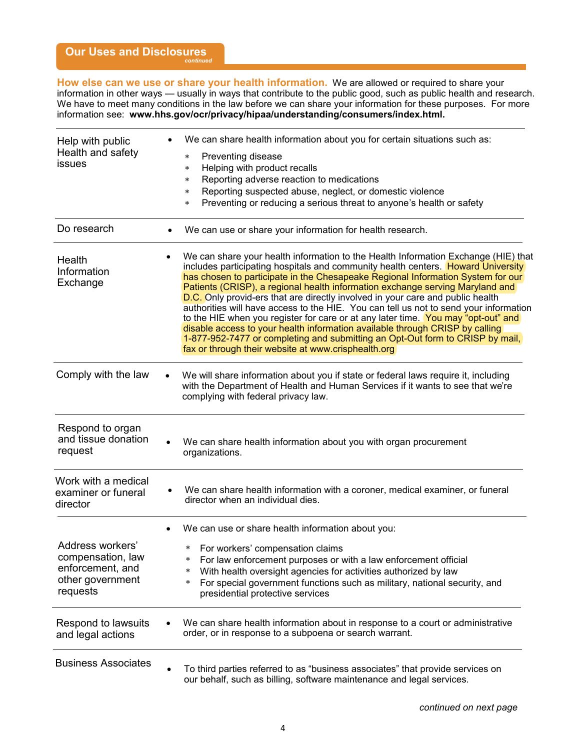## Our Uses and Disclosures

*continued*

**How else can we use or share your health information.** We are allowed or required to share your information in other ways — usually in ways that contribute to the public good, such as public health and research. We have to meet many conditions in the law before we can share your information for these purposes. For more information see: **www.hhs.gov/ocr/privacy/hipaa/understanding/consumers/index.html.**

| | |
|---|---|
| Help with public Health and safety issues | • We can share health information about you for certain situations such as:<br>* Preventing disease<br>* Helping with product recalls<br>* Reporting adverse reaction to medications<br>* Reporting suspected abuse, neglect, or domestic violence<br>* Preventing or reducing a serious threat to anyone's health or safety |
| Do research | • We can use or share your information for health research. |
| Health Information Exchange | • We can share your health information to the Health Information Exchange (HIE) that includes participating hospitals and community health centers. Howard University has chosen to participate in the Chesapeake Regional Information System for our Patients (CRISP), a regional health information exchange serving Maryland and D.C. Only provid-ers that are directly involved in your care and public health authorities will have access to the HIE. You can tell us not to send your information to the HIE when you register for care or at any later time. You may "opt-out" and disable access to your health information available through CRISP by calling 1-877-952-7477 or completing and submitting an Opt-Out form to CRISP by mail, fax or through their website at www.crisphealth.org |
| Comply with the law | • We will share information about you if state or federal laws require it, including with the Department of Health and Human Services if it wants to see that we're complying with federal privacy law. |
| Respond to organ and tissue donation request | • We can share health information about you with organ procurement organizations. |
| Work with a medical examiner or funeral director | • We can share health information with a coroner, medical examiner, or funeral director when an individual dies. |
| Address workers' compensation, law enforcement, and other government requests | • We can use or share health information about you:<br>* For workers' compensation claims<br>* For law enforcement purposes or with a law enforcement official<br>* With health oversight agencies for activities authorized by law<br>* For special government functions such as military, national security, and presidential protective services |
| Respond to lawsuits and legal actions | • We can share health information about in response to a court or administrative order, or in response to a subpoena or search warrant. |
| Business Associates | • To third parties referred to as "business associates" that provide services on our behalf, such as billing, software maintenance and legal services. |

*continued on next page*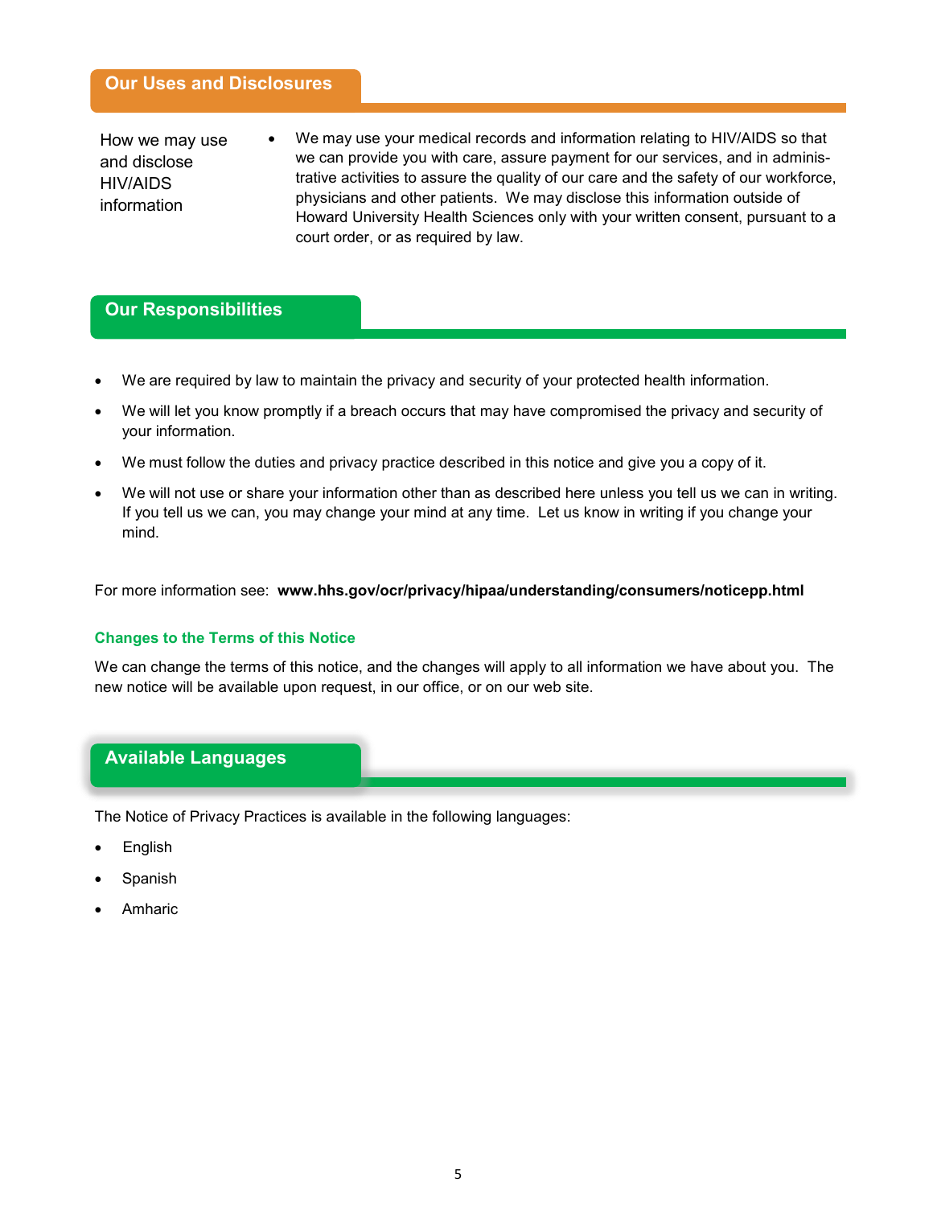## Our Uses and Disclosures

**How we may use and disclose HIV/AIDS information**

- We may use your medical records and information relating to HIV/AIDS so that we can provide you with care, assure payment for our services, and in administrative activities to assure the quality of our care and the safety of our workforce, physicians and other patients. We may disclose this information outside of Howard University Health Sciences only with your written consent, pursuant to a court order, or as required by law.

## Our Responsibilities

- We are required by law to maintain the privacy and security of your protected health information.
- We will let you know promptly if a breach occurs that may have compromised the privacy and security of your information.
- We must follow the duties and privacy practice described in this notice and give you a copy of it.
- We will not use or share your information other than as described here unless you tell us we can in writing. If you tell us we can, you may change your mind at any time. Let us know in writing if you change your mind.

For more information see: **www.hhs.gov/ocr/privacy/hipaa/understanding/consumers/noticepp.html**

### Changes to the Terms of this Notice

We can change the terms of this notice, and the changes will apply to all information we have about you. The new notice will be available upon request, in our office, or on our web site.

## Available Languages

The Notice of Privacy Practices is available in the following languages:

- English
- Spanish
- Amharic